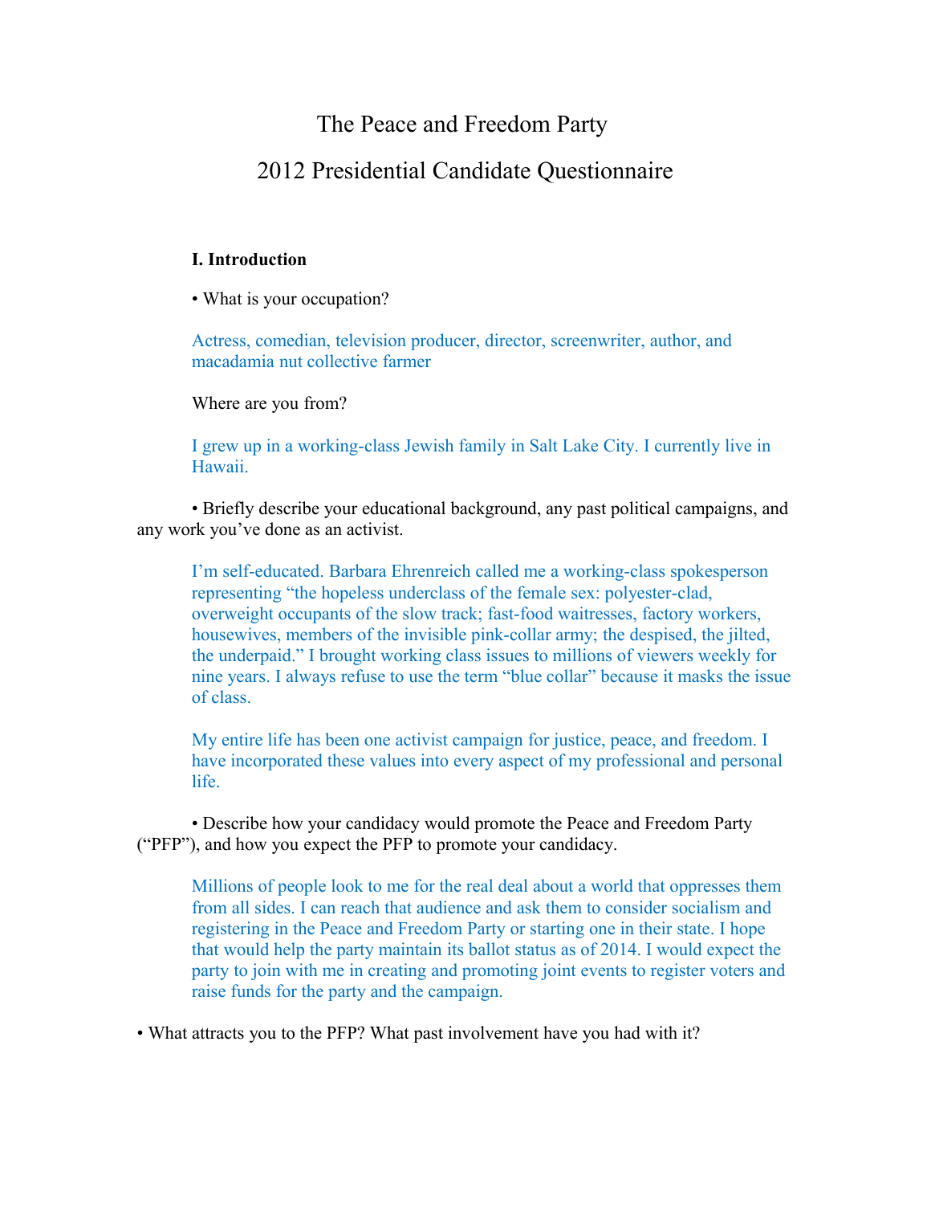# The Peace and Freedom Party

## 2012 Presidential Candidate Questionnaire

### I. Introduction

• What is your occupation?

Actress, comedian, television producer, director, screenwriter, author, and macadamia nut collective farmer

Where are you from?

I grew up in a working-class Jewish family in Salt Lake City. I currently live in Hawaii.

• Briefly describe your educational background, any past political campaigns, and any work you've done as an activist.

I'm self-educated. Barbara Ehrenreich called me a working-class spokesperson representing "the hopeless underclass of the female sex: polyester-clad, overweight occupants of the slow track; fast-food waitresses, factory workers, housewives, members of the invisible pink-collar army; the despised, the jilted, the underpaid." I brought working class issues to millions of viewers weekly for nine years. I always refuse to use the term "blue collar" because it masks the issue of class.

My entire life has been one activist campaign for justice, peace, and freedom. I have incorporated these values into every aspect of my professional and personal life.

• Describe how your candidacy would promote the Peace and Freedom Party ("PFP"), and how you expect the PFP to promote your candidacy.

Millions of people look to me for the real deal about a world that oppresses them from all sides. I can reach that audience and ask them to consider socialism and registering in the Peace and Freedom Party or starting one in their state. I hope that would help the party maintain its ballot status as of 2014. I would expect the party to join with me in creating and promoting joint events to register voters and raise funds for the party and the campaign.

• What attracts you to the PFP? What past involvement have you had with it?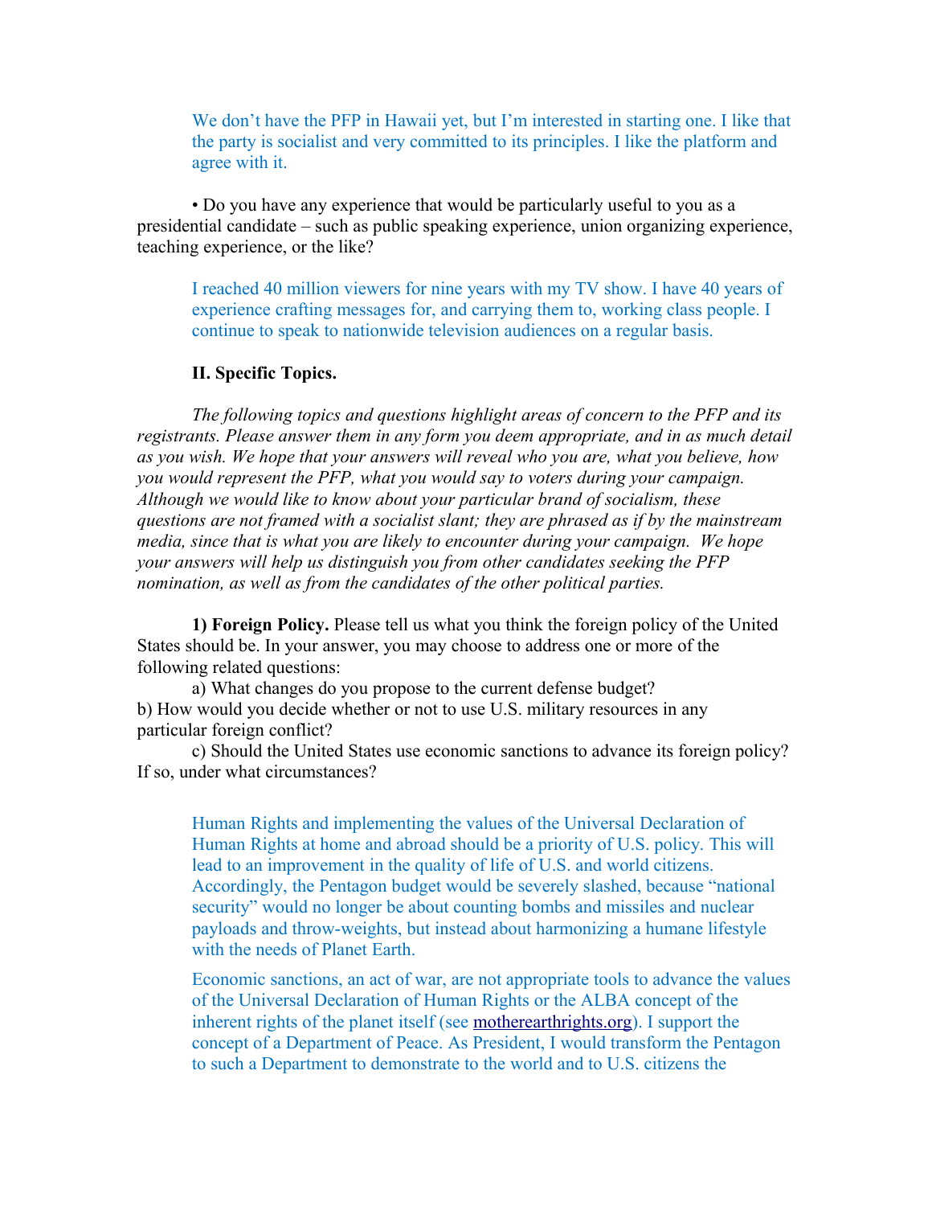We don't have the PFP in Hawaii yet, but I'm interested in starting one. I like that the party is socialist and very committed to its principles. I like the platform and agree with it.

• Do you have any experience that would be particularly useful to you as a presidential candidate – such as public speaking experience, union organizing experience, teaching experience, or the like?

I reached 40 million viewers for nine years with my TV show. I have 40 years of experience crafting messages for, and carrying them to, working class people. I continue to speak to nationwide television audiences on a regular basis.

**II. Specific Topics.**

*The following topics and questions highlight areas of concern to the PFP and its registrants. Please answer them in any form you deem appropriate, and in as much detail as you wish. We hope that your answers will reveal who you are, what you believe, how you would represent the PFP, what you would say to voters during your campaign. Although we would like to know about your particular brand of socialism, these questions are not framed with a socialist slant; they are phrased as if by the mainstream media, since that is what you are likely to encounter during your campaign. We hope your answers will help us distinguish you from other candidates seeking the PFP nomination, as well as from the candidates of the other political parties.*

**1) Foreign Policy.** Please tell us what you think the foreign policy of the United States should be. In your answer, you may choose to address one or more of the following related questions:

a) What changes do you propose to the current defense budget?

b) How would you decide whether or not to use U.S. military resources in any particular foreign conflict?

c) Should the United States use economic sanctions to advance its foreign policy? If so, under what circumstances?

Human Rights and implementing the values of the Universal Declaration of Human Rights at home and abroad should be a priority of U.S. policy. This will lead to an improvement in the quality of life of U.S. and world citizens. Accordingly, the Pentagon budget would be severely slashed, because "national security" would no longer be about counting bombs and missiles and nuclear payloads and throw-weights, but instead about harmonizing a humane lifestyle with the needs of Planet Earth.

Economic sanctions, an act of war, are not appropriate tools to advance the values of the Universal Declaration of Human Rights or the ALBA concept of the inherent rights of the planet itself (see motherearthrights.org). I support the concept of a Department of Peace. As President, I would transform the Pentagon to such a Department to demonstrate to the world and to U.S. citizens the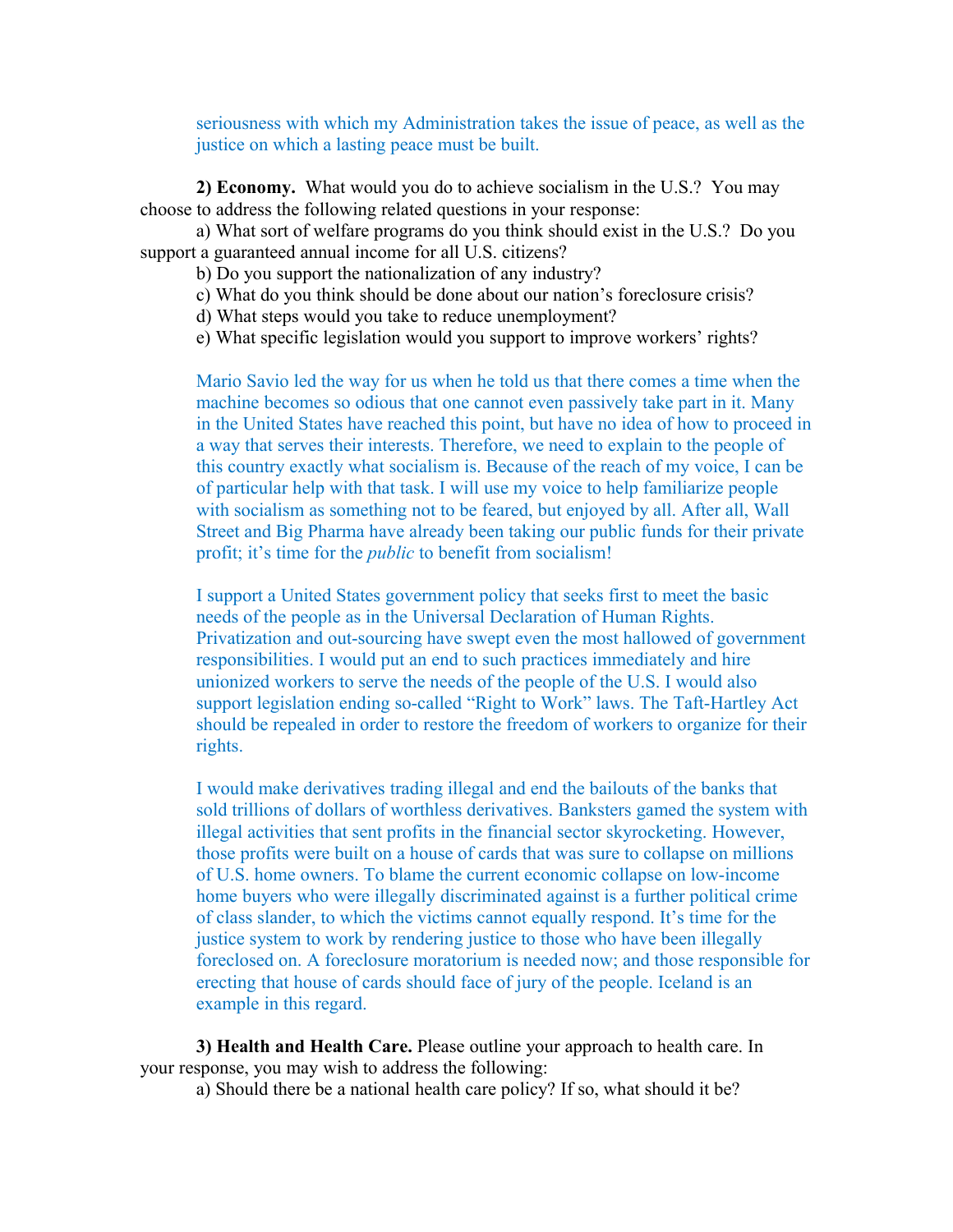seriousness with which my Administration takes the issue of peace, as well as the justice on which a lasting peace must be built.

**2) Economy.** What would you do to achieve socialism in the U.S.? You may choose to address the following related questions in your response:

a) What sort of welfare programs do you think should exist in the U.S.? Do you support a guaranteed annual income for all U.S. citizens?

b) Do you support the nationalization of any industry?

c) What do you think should be done about our nation's foreclosure crisis?

d) What steps would you take to reduce unemployment?

e) What specific legislation would you support to improve workers' rights?

Mario Savio led the way for us when he told us that there comes a time when the machine becomes so odious that one cannot even passively take part in it. Many in the United States have reached this point, but have no idea of how to proceed in a way that serves their interests. Therefore, we need to explain to the people of this country exactly what socialism is. Because of the reach of my voice, I can be of particular help with that task. I will use my voice to help familiarize people with socialism as something not to be feared, but enjoyed by all. After all, Wall Street and Big Pharma have already been taking our public funds for their private profit; it's time for the *public* to benefit from socialism!

I support a United States government policy that seeks first to meet the basic needs of the people as in the Universal Declaration of Human Rights. Privatization and out-sourcing have swept even the most hallowed of government responsibilities. I would put an end to such practices immediately and hire unionized workers to serve the needs of the people of the U.S. I would also support legislation ending so-called "Right to Work" laws. The Taft-Hartley Act should be repealed in order to restore the freedom of workers to organize for their rights.

I would make derivatives trading illegal and end the bailouts of the banks that sold trillions of dollars of worthless derivatives. Banksters gamed the system with illegal activities that sent profits in the financial sector skyrocketing. However, those profits were built on a house of cards that was sure to collapse on millions of U.S. home owners. To blame the current economic collapse on low-income home buyers who were illegally discriminated against is a further political crime of class slander, to which the victims cannot equally respond. It's time for the justice system to work by rendering justice to those who have been illegally foreclosed on. A foreclosure moratorium is needed now; and those responsible for erecting that house of cards should face of jury of the people. Iceland is an example in this regard.

**3) Health and Health Care.** Please outline your approach to health care. In your response, you may wish to address the following:

a) Should there be a national health care policy? If so, what should it be?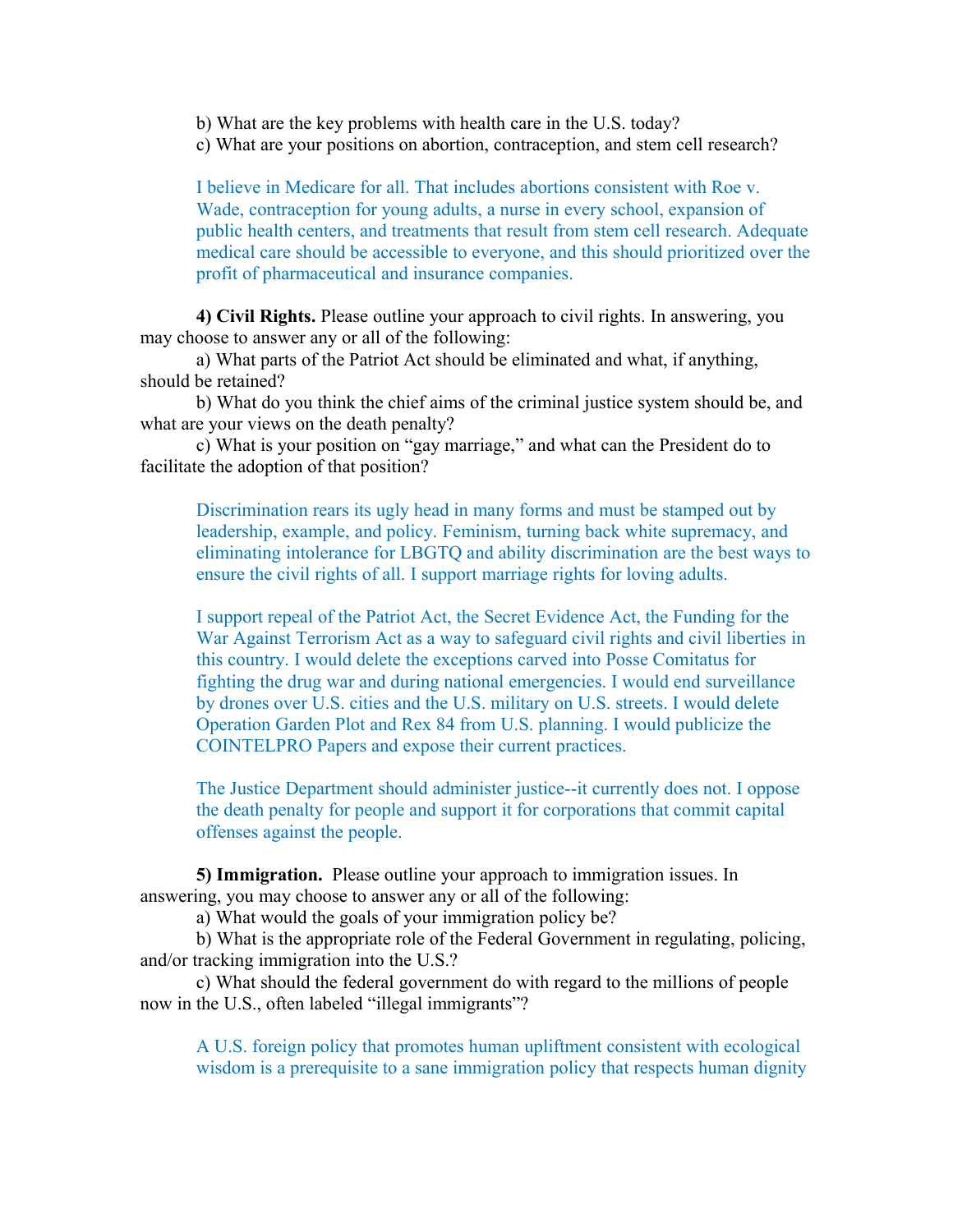b) What are the key problems with health care in the U.S. today?

c) What are your positions on abortion, contraception, and stem cell research?

I believe in Medicare for all. That includes abortions consistent with Roe v. Wade, contraception for young adults, a nurse in every school, expansion of public health centers, and treatments that result from stem cell research. Adequate medical care should be accessible to everyone, and this should prioritized over the profit of pharmaceutical and insurance companies.

**4) Civil Rights.** Please outline your approach to civil rights. In answering, you may choose to answer any or all of the following:

a) What parts of the Patriot Act should be eliminated and what, if anything, should be retained?

b) What do you think the chief aims of the criminal justice system should be, and what are your views on the death penalty?

c) What is your position on "gay marriage," and what can the President do to facilitate the adoption of that position?

Discrimination rears its ugly head in many forms and must be stamped out by leadership, example, and policy. Feminism, turning back white supremacy, and eliminating intolerance for LBGTQ and ability discrimination are the best ways to ensure the civil rights of all. I support marriage rights for loving adults.

I support repeal of the Patriot Act, the Secret Evidence Act, the Funding for the War Against Terrorism Act as a way to safeguard civil rights and civil liberties in this country. I would delete the exceptions carved into Posse Comitatus for fighting the drug war and during national emergencies. I would end surveillance by drones over U.S. cities and the U.S. military on U.S. streets. I would delete Operation Garden Plot and Rex 84 from U.S. planning. I would publicize the COINTELPRO Papers and expose their current practices.

The Justice Department should administer justice--it currently does not. I oppose the death penalty for people and support it for corporations that commit capital offenses against the people.

**5) Immigration.** Please outline your approach to immigration issues. In answering, you may choose to answer any or all of the following:

a) What would the goals of your immigration policy be?

b) What is the appropriate role of the Federal Government in regulating, policing, and/or tracking immigration into the U.S.?

c) What should the federal government do with regard to the millions of people now in the U.S., often labeled "illegal immigrants"?

A U.S. foreign policy that promotes human upliftment consistent with ecological wisdom is a prerequisite to a sane immigration policy that respects human dignity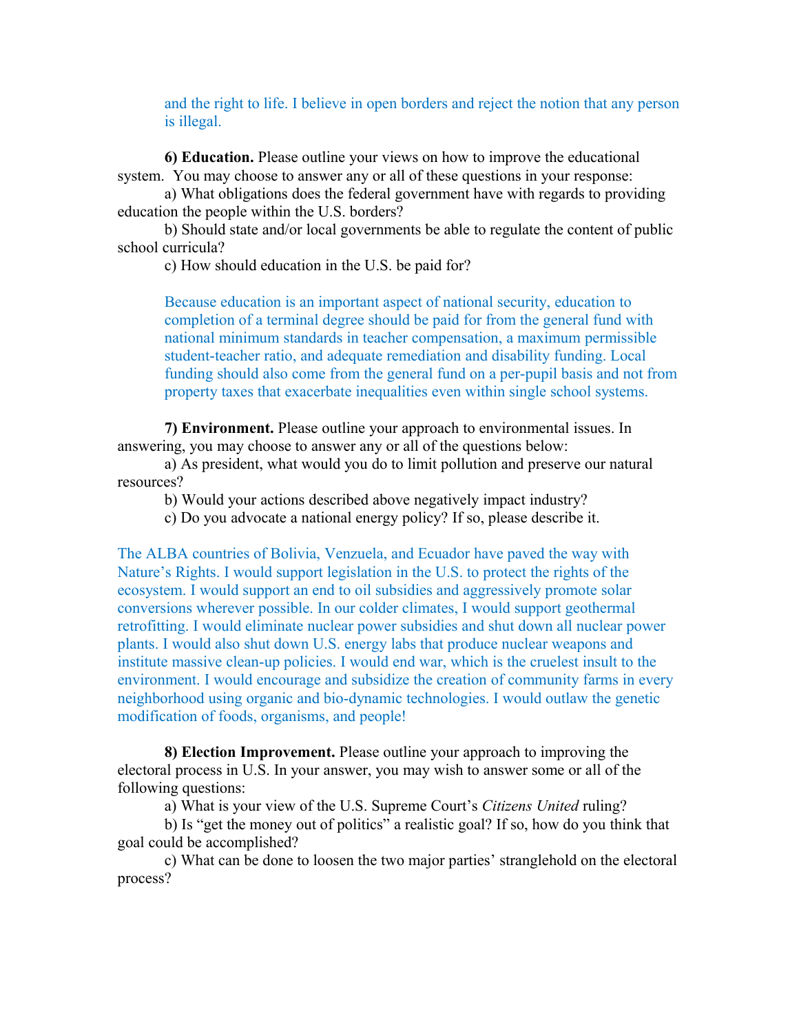and the right to life. I believe in open borders and reject the notion that any person is illegal.

**6) Education.** Please outline your views on how to improve the educational system. You may choose to answer any or all of these questions in your response:

a) What obligations does the federal government have with regards to providing education the people within the U.S. borders?

b) Should state and/or local governments be able to regulate the content of public school curricula?

c) How should education in the U.S. be paid for?

Because education is an important aspect of national security, education to completion of a terminal degree should be paid for from the general fund with national minimum standards in teacher compensation, a maximum permissible student-teacher ratio, and adequate remediation and disability funding. Local funding should also come from the general fund on a per-pupil basis and not from property taxes that exacerbate inequalities even within single school systems.

**7) Environment.** Please outline your approach to environmental issues. In answering, you may choose to answer any or all of the questions below:

a) As president, what would you do to limit pollution and preserve our natural resources?

b) Would your actions described above negatively impact industry?

c) Do you advocate a national energy policy? If so, please describe it.

The ALBA countries of Bolivia, Venzuela, and Ecuador have paved the way with Nature's Rights. I would support legislation in the U.S. to protect the rights of the ecosystem. I would support an end to oil subsidies and aggressively promote solar conversions wherever possible. In our colder climates, I would support geothermal retrofitting. I would eliminate nuclear power subsidies and shut down all nuclear power plants. I would also shut down U.S. energy labs that produce nuclear weapons and institute massive clean-up policies. I would end war, which is the cruelest insult to the environment. I would encourage and subsidize the creation of community farms in every neighborhood using organic and bio-dynamic technologies. I would outlaw the genetic modification of foods, organisms, and people!

**8) Election Improvement.** Please outline your approach to improving the electoral process in U.S. In your answer, you may wish to answer some or all of the following questions:

a) What is your view of the U.S. Supreme Court's *Citizens United* ruling?

b) Is "get the money out of politics" a realistic goal? If so, how do you think that goal could be accomplished?

c) What can be done to loosen the two major parties' stranglehold on the electoral process?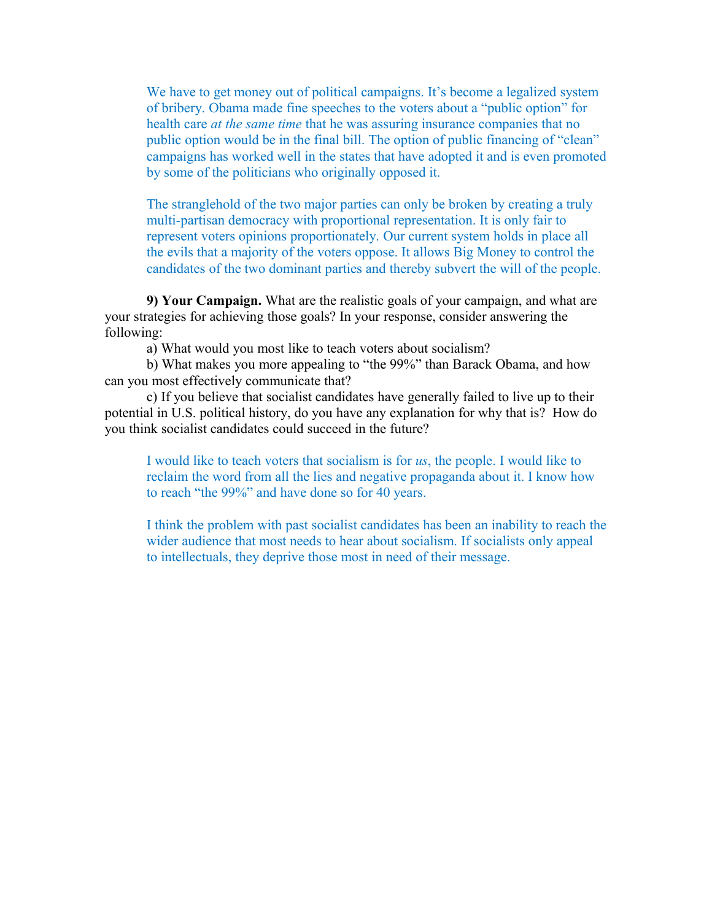We have to get money out of political campaigns. It's become a legalized system of bribery. Obama made fine speeches to the voters about a "public option" for health care *at the same time* that he was assuring insurance companies that no public option would be in the final bill. The option of public financing of "clean" campaigns has worked well in the states that have adopted it and is even promoted by some of the politicians who originally opposed it.

The stranglehold of the two major parties can only be broken by creating a truly multi-partisan democracy with proportional representation. It is only fair to represent voters opinions proportionately. Our current system holds in place all the evils that a majority of the voters oppose. It allows Big Money to control the candidates of the two dominant parties and thereby subvert the will of the people.

**9) Your Campaign.** What are the realistic goals of your campaign, and what are your strategies for achieving those goals? In your response, consider answering the following:

a) What would you most like to teach voters about socialism?

b) What makes you more appealing to "the 99%" than Barack Obama, and how can you most effectively communicate that?

c) If you believe that socialist candidates have generally failed to live up to their potential in U.S. political history, do you have any explanation for why that is? How do you think socialist candidates could succeed in the future?

I would like to teach voters that socialism is for *us*, the people. I would like to reclaim the word from all the lies and negative propaganda about it. I know how to reach "the 99%" and have done so for 40 years.

I think the problem with past socialist candidates has been an inability to reach the wider audience that most needs to hear about socialism. If socialists only appeal to intellectuals, they deprive those most in need of their message.